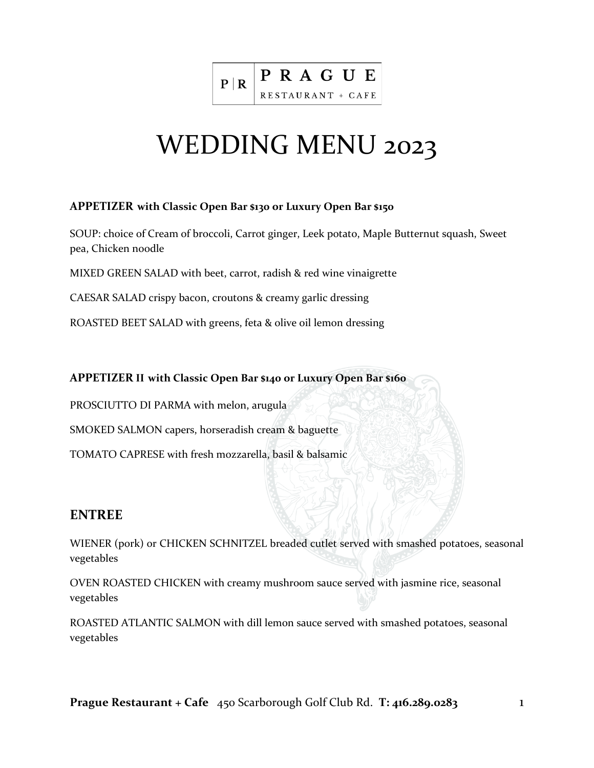P | R **PRAGUE**
RESTAURANT + CAFE

# WEDDING MENU 2023

**APPETIZER with Classic Open Bar $130 or Luxury Open Bar $150**

SOUP: choice of Cream of broccoli, Carrot ginger, Leek potato, Maple Butternut squash, Sweet pea, Chicken noodle

MIXED GREEN SALAD with beet, carrot, radish & red wine vinaigrette

CAESAR SALAD crispy bacon, croutons & creamy garlic dressing

ROASTED BEET SALAD with greens, feta & olive oil lemon dressing

**APPETIZER II with Classic Open Bar $140 or Luxury Open Bar $160**

PROSCIUTTO DI PARMA with melon, arugula

SMOKED SALMON capers, horseradish cream & baguette

TOMATO CAPRESE with fresh mozzarella, basil & balsamic

## ENTREE

WIENER (pork) or CHICKEN SCHNITZEL breaded cutlet served with smashed potatoes, seasonal vegetables

OVEN ROASTED CHICKEN with creamy mushroom sauce served with jasmine rice, seasonal vegetables

ROASTED ATLANTIC SALMON with dill lemon sauce served with smashed potatoes, seasonal vegetables

**Prague Restaurant + Cafe** 450 Scarborough Golf Club Rd. **T: 416.289.0283**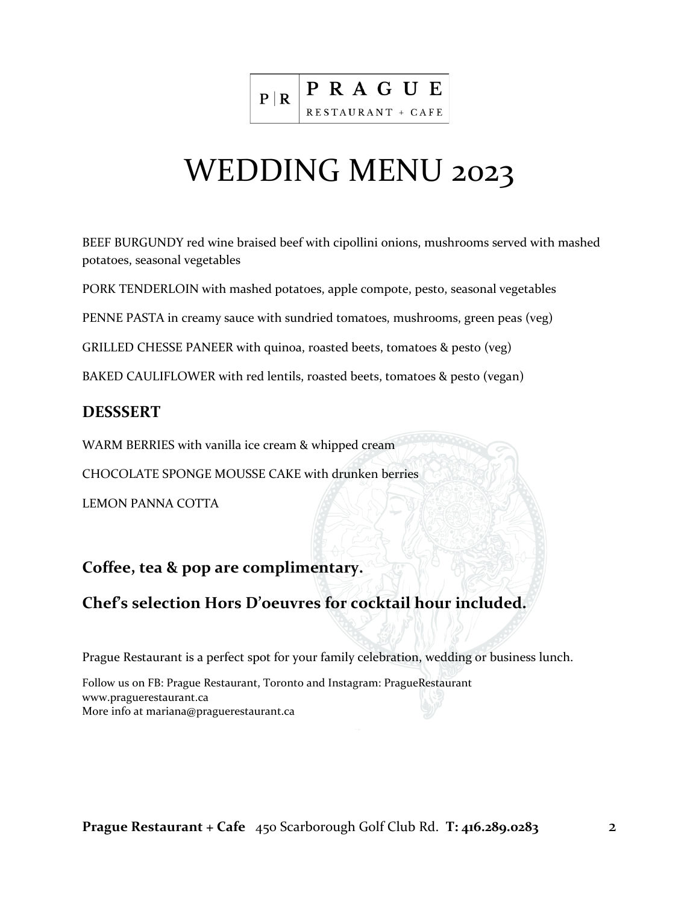**P | R PRAGUE**
RESTAURANT + CAFE

# WEDDING MENU 2023

BEEF BURGUNDY red wine braised beef with cipollini onions, mushrooms served with mashed potatoes, seasonal vegetables

PORK TENDERLOIN with mashed potatoes, apple compote, pesto, seasonal vegetables

PENNE PASTA in creamy sauce with sundried tomatoes, mushrooms, green peas (veg)

GRILLED CHESSE PANEER with quinoa, roasted beets, tomatoes & pesto (veg)

BAKED CAULIFLOWER with red lentils, roasted beets, tomatoes & pesto (vegan)

## DESSSERT

WARM BERRIES with vanilla ice cream & whipped cream

CHOCOLATE SPONGE MOUSSE CAKE with drunken berries

LEMON PANNA COTTA

### Coffee, tea & pop are complimentary.

### Chef's selection Hors D'oeuvres for cocktail hour included.

Prague Restaurant is a perfect spot for your family celebration, wedding or business lunch.

Follow us on FB: Prague Restaurant, Toronto and Instagram: PragueRestaurant
www.praguerestaurant.ca
More info at mariana@praguerestaurant.ca

**Prague Restaurant + Cafe** 450 Scarborough Golf Club Rd. **T: 416.289.0283**